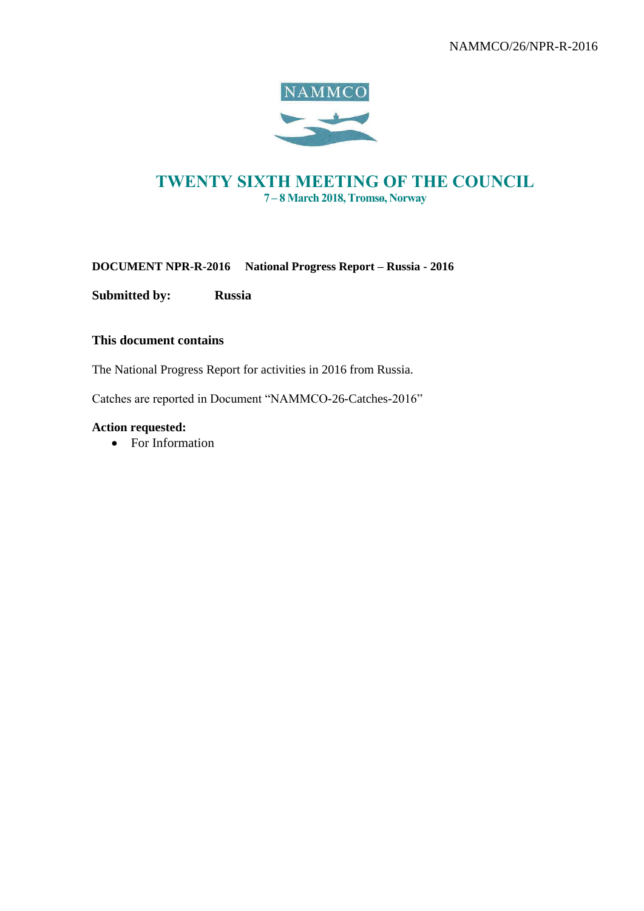NAMMCO/26/NPR-R-2016

# TWENTY SIXTH MEETING OF THE COUNCIL

**7 – 8 March 2018, Tromsø, Norway**

**DOCUMENT NPR-R-2016 National Progress Report – Russia - 2016**

**Submitted by: Russia**

**This document contains**

The National Progress Report for activities in 2016 from Russia.

Catches are reported in Document "NAMMCO-26-Catches-2016"

**Action requested:**

- For Information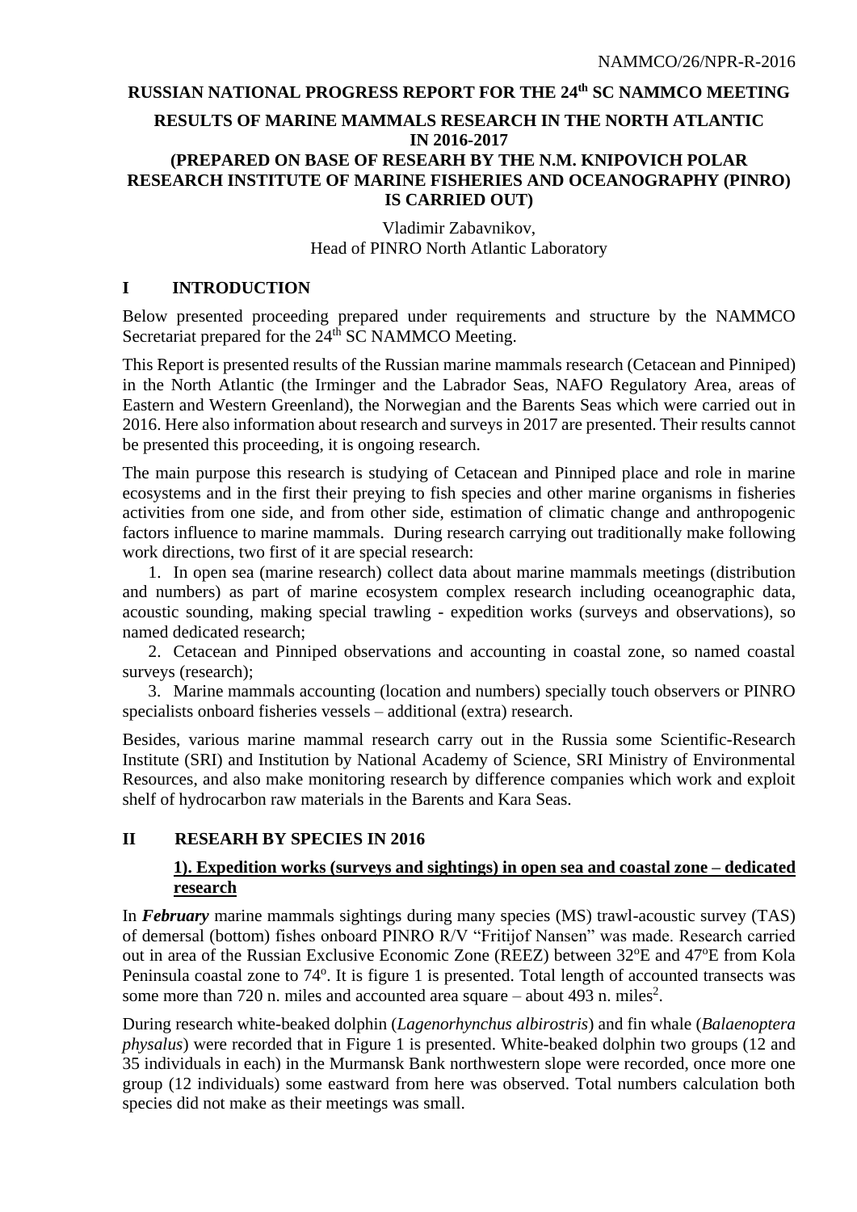NAMMCO/26/NPR-R-2016

**RUSSIAN NATIONAL PROGRESS REPORT FOR THE 24th SC NAMMCO MEETING**

**RESULTS OF MARINE MAMMALS RESEARCH IN THE NORTH ATLANTIC IN 2016-2017**

**(PREPARED ON BASE OF RESEARH BY THE N.M. KNIPOVICH POLAR RESEARCH INSTITUTE OF MARINE FISHERIES AND OCEANOGRAPHY (PINRO) IS CARRIED OUT)**

Vladimir Zabavnikov,
Head of PINRO North Atlantic Laboratory

## I INTRODUCTION

Below presented proceeding prepared under requirements and structure by the NAMMCO Secretariat prepared for the 24th SC NAMMCO Meeting.

This Report is presented results of the Russian marine mammals research (Cetacean and Pinniped) in the North Atlantic (the Irminger and the Labrador Seas, NAFO Regulatory Area, areas of Eastern and Western Greenland), the Norwegian and the Barents Seas which were carried out in 2016. Here also information about research and surveys in 2017 are presented. Their results cannot be presented this proceeding, it is ongoing research.

The main purpose this research is studying of Cetacean and Pinniped place and role in marine ecosystems and in the first their preying to fish species and other marine organisms in fisheries activities from one side, and from other side, estimation of climatic change and anthropogenic factors influence to marine mammals. During research carrying out traditionally make following work directions, two first of it are special research:

1. In open sea (marine research) collect data about marine mammals meetings (distribution and numbers) as part of marine ecosystem complex research including oceanographic data, acoustic sounding, making special trawling - expedition works (surveys and observations), so named dedicated research;
2. Cetacean and Pinniped observations and accounting in coastal zone, so named coastal surveys (research);
3. Marine mammals accounting (location and numbers) specially touch observers or PINRO specialists onboard fisheries vessels – additional (extra) research.

Besides, various marine mammal research carry out in the Russia some Scientific-Research Institute (SRI) and Institution by National Academy of Science, SRI Ministry of Environmental Resources, and also make monitoring research by difference companies which work and exploit shelf of hydrocarbon raw materials in the Barents and Kara Seas.

## II RESEARH BY SPECIES IN 2016

### 1). Expedition works (surveys and sightings) in open sea and coastal zone – dedicated research

In ***February*** marine mammals sightings during many species (MS) trawl-acoustic survey (TAS) of demersal (bottom) fishes onboard PINRO R/V "Fritijof Nansen" was made. Research carried out in area of the Russian Exclusive Economic Zone (REEZ) between 32°E and 47°E from Kola Peninsula coastal zone to 74°. It is figure 1 is presented. Total length of accounted transects was some more than 720 n. miles and accounted area square – about 493 n. miles$^2$.

During research white-beaked dolphin (*Lagenorhynchus albirostris*) and fin whale (*Balaenoptera physalus*) were recorded that in Figure 1 is presented. White-beaked dolphin two groups (12 and 35 individuals in each) in the Murmansk Bank northwestern slope were recorded, once more one group (12 individuals) some eastward from here was observed. Total numbers calculation both species did not make as their meetings was small.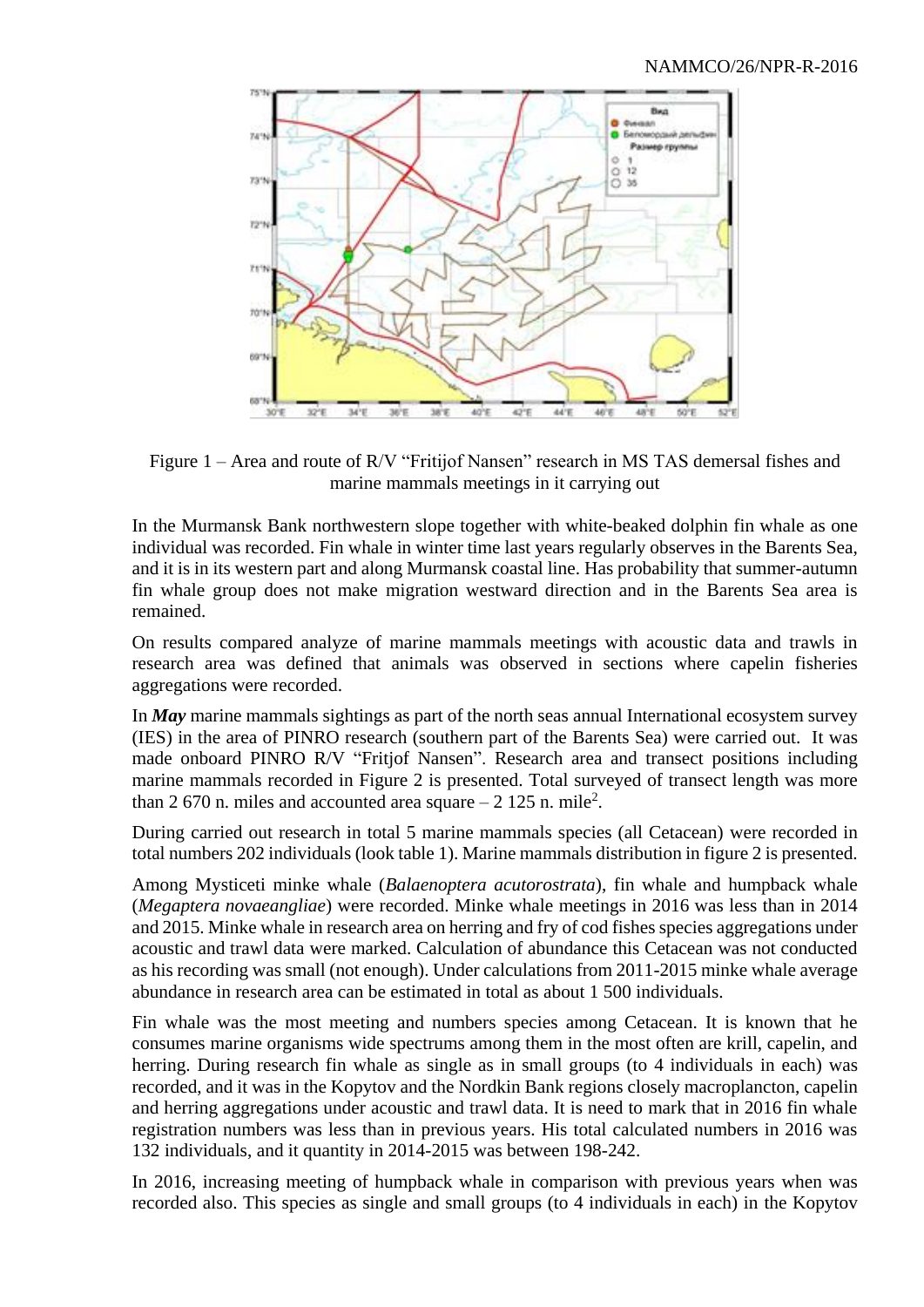Figure 1 – Area and route of R/V “Fritijof Nansen” research in MS TAS demersal fishes and marine mammals meetings in it carrying out

In the Murmansk Bank northwestern slope together with white-beaked dolphin fin whale as one individual was recorded. Fin whale in winter time last years regularly observes in the Barents Sea, and it is in its western part and along Murmansk coastal line. Has probability that summer-autumn fin whale group does not make migration westward direction and in the Barents Sea area is remained.

On results compared analyze of marine mammals meetings with acoustic data and trawls in research area was defined that animals was observed in sections where capelin fisheries aggregations were recorded.

In ***May*** marine mammals sightings as part of the north seas annual International ecosystem survey (IES) in the area of PINRO research (southern part of the Barents Sea) were carried out. It was made onboard PINRO R/V “Fritjof Nansen”. Research area and transect positions including marine mammals recorded in Figure 2 is presented. Total surveyed of transect length was more than 2 670 n. miles and accounted area square – 2 125 n. mile$^2$.

During carried out research in total 5 marine mammals species (all Cetacean) were recorded in total numbers 202 individuals (look table 1). Marine mammals distribution in figure 2 is presented.

Among Mysticeti minke whale (*Balaenoptera acutorostrata*), fin whale and humpback whale (*Megaptera novaeangliae*) were recorded. Minke whale meetings in 2016 was less than in 2014 and 2015. Minke whale in research area on herring and fry of cod fishes species aggregations under acoustic and trawl data were marked. Calculation of abundance this Cetacean was not conducted as his recording was small (not enough). Under calculations from 2011-2015 minke whale average abundance in research area can be estimated in total as about 1 500 individuals.

Fin whale was the most meeting and numbers species among Cetacean. It is known that he consumes marine organisms wide spectrums among them in the most often are krill, capelin, and herring. During research fin whale as single as in small groups (to 4 individuals in each) was recorded, and it was in the Kopytov and the Nordkin Bank regions closely macroplancton, capelin and herring aggregations under acoustic and trawl data. It is need to mark that in 2016 fin whale registration numbers was less than in previous years. His total calculated numbers in 2016 was 132 individuals, and it quantity in 2014-2015 was between 198-242.

In 2016, increasing meeting of humpback whale in comparison with previous years when was recorded also. This species as single and small groups (to 4 individuals in each) in the Kopytov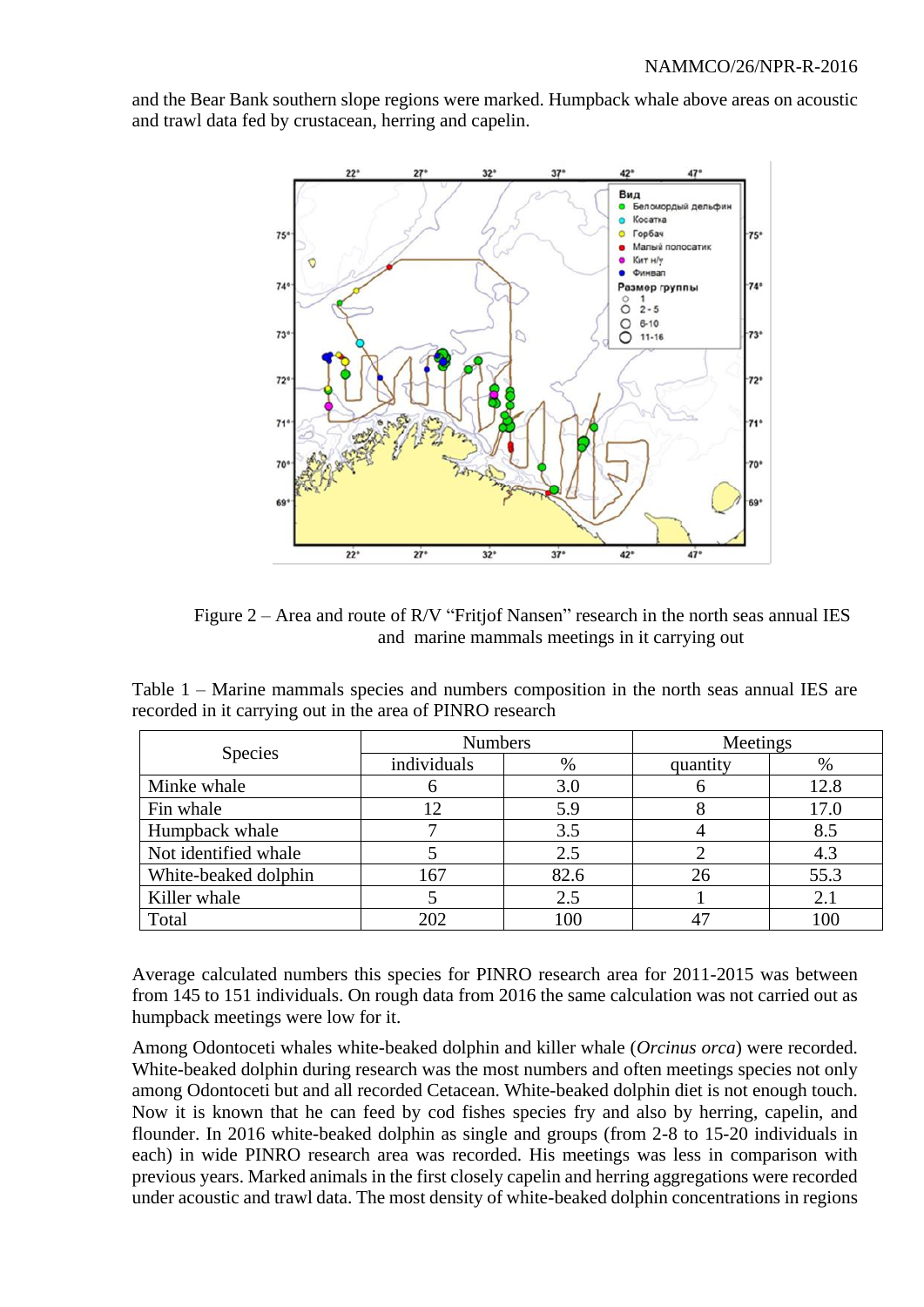and the Bear Bank southern slope regions were marked. Humpback whale above areas on acoustic and trawl data fed by crustacean, herring and capelin.

Figure 2 – Area and route of R/V "Fritjof Nansen" research in the north seas annual IES and marine mammals meetings in it carrying out

Table 1 – Marine mammals species and numbers composition in the north seas annual IES are recorded in it carrying out in the area of PINRO research

| Species | Numbers | | Meetings | |
|---|---|---|---|---|
| | individuals | % | quantity | % |
| Minke whale | 6 | 3.0 | 6 | 12.8 |
| Fin whale | 12 | 5.9 | 8 | 17.0 |
| Humpback whale | 7 | 3.5 | 4 | 8.5 |
| Not identified whale | 5 | 2.5 | 2 | 4.3 |
| White-beaked dolphin | 167 | 82.6 | 26 | 55.3 |
| Killer whale | 5 | 2.5 | 1 | 2.1 |
| Total | 202 | 100 | 47 | 100 |

Average calculated numbers this species for PINRO research area for 2011-2015 was between from 145 to 151 individuals. On rough data from 2016 the same calculation was not carried out as humpback meetings were low for it.

Among Odontoceti whales white-beaked dolphin and killer whale (*Orcinus orca*) were recorded. White-beaked dolphin during research was the most numbers and often meetings species not only among Odontoceti but and all recorded Cetacean. White-beaked dolphin diet is not enough touch. Now it is known that he can feed by cod fishes species fry and also by herring, capelin, and flounder. In 2016 white-beaked dolphin as single and groups (from 2-8 to 15-20 individuals in each) in wide PINRO research area was recorded. His meetings was less in comparison with previous years. Marked animals in the first closely capelin and herring aggregations were recorded under acoustic and trawl data. The most density of white-beaked dolphin concentrations in regions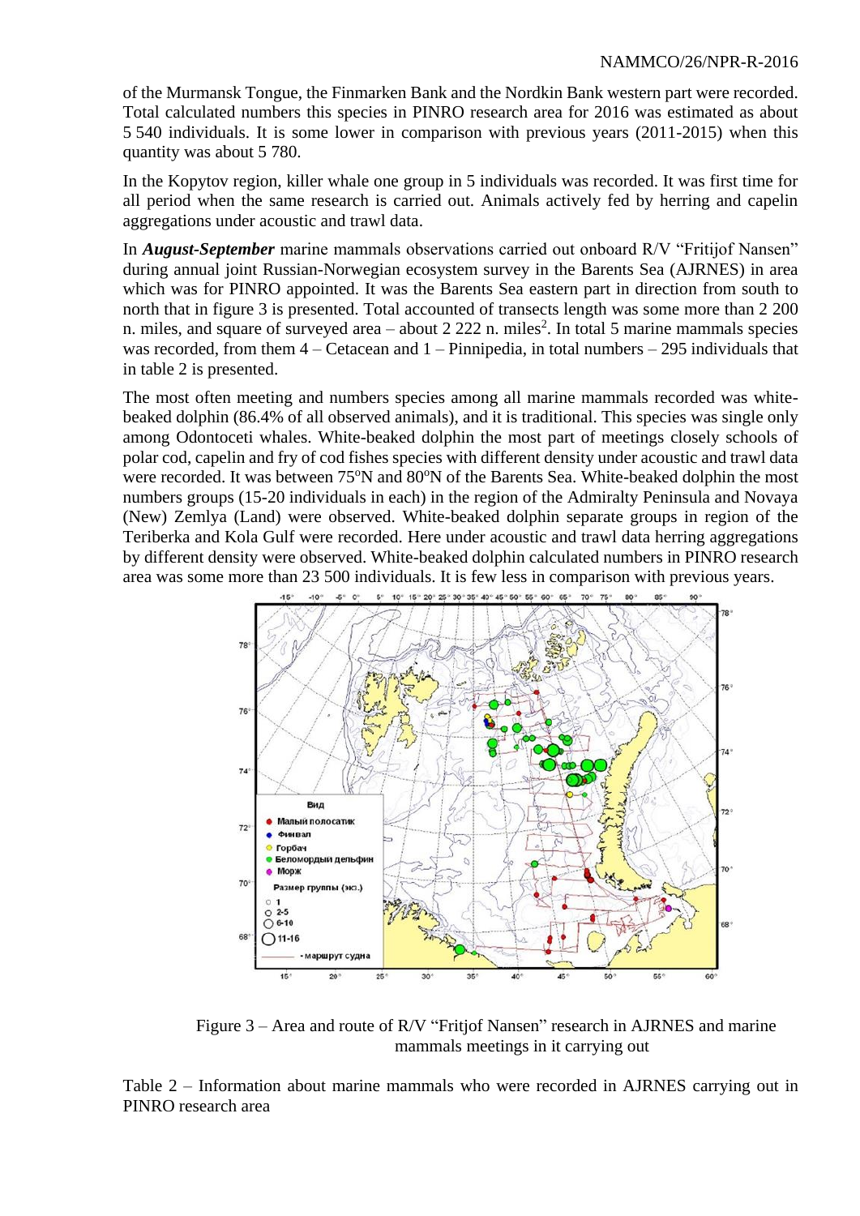of the Murmansk Tongue, the Finmarken Bank and the Nordkin Bank western part were recorded. Total calculated numbers this species in PINRO research area for 2016 was estimated as about 5 540 individuals. It is some lower in comparison with previous years (2011-2015) when this quantity was about 5 780.

In the Kopytov region, killer whale one group in 5 individuals was recorded. It was first time for all period when the same research is carried out. Animals actively fed by herring and capelin aggregations under acoustic and trawl data.

In ***August-September*** marine mammals observations carried out onboard R/V "Fritijof Nansen" during annual joint Russian-Norwegian ecosystem survey in the Barents Sea (AJRNES) in area which was for PINRO appointed. It was the Barents Sea eastern part in direction from south to north that in figure 3 is presented. Total accounted of transects length was some more than 2 200 n. miles, and square of surveyed area – about 2 222 n. miles$^2$. In total 5 marine mammals species was recorded, from them 4 – Cetacean and 1 – Pinnipedia, in total numbers – 295 individuals that in table 2 is presented.

The most often meeting and numbers species among all marine mammals recorded was white-beaked dolphin (86.4% of all observed animals), and it is traditional. This species was single only among Odontoceti whales. White-beaked dolphin the most part of meetings closely schools of polar cod, capelin and fry of cod fishes species with different density under acoustic and trawl data were recorded. It was between 75°N and 80°N of the Barents Sea. White-beaked dolphin the most numbers groups (15-20 individuals in each) in the region of the Admiralty Peninsula and Novaya (New) Zemlya (Land) were observed. White-beaked dolphin separate groups in region of the Teriberka and Kola Gulf were recorded. Here under acoustic and trawl data herring aggregations by different density were observed. White-beaked dolphin calculated numbers in PINRO research area was some more than 23 500 individuals. It is few less in comparison with previous years.

Figure 3 – Area and route of R/V "Fritjof Nansen" research in AJRNES and marine mammals meetings in it carrying out

Table 2 – Information about marine mammals who were recorded in AJRNES carrying out in PINRO research area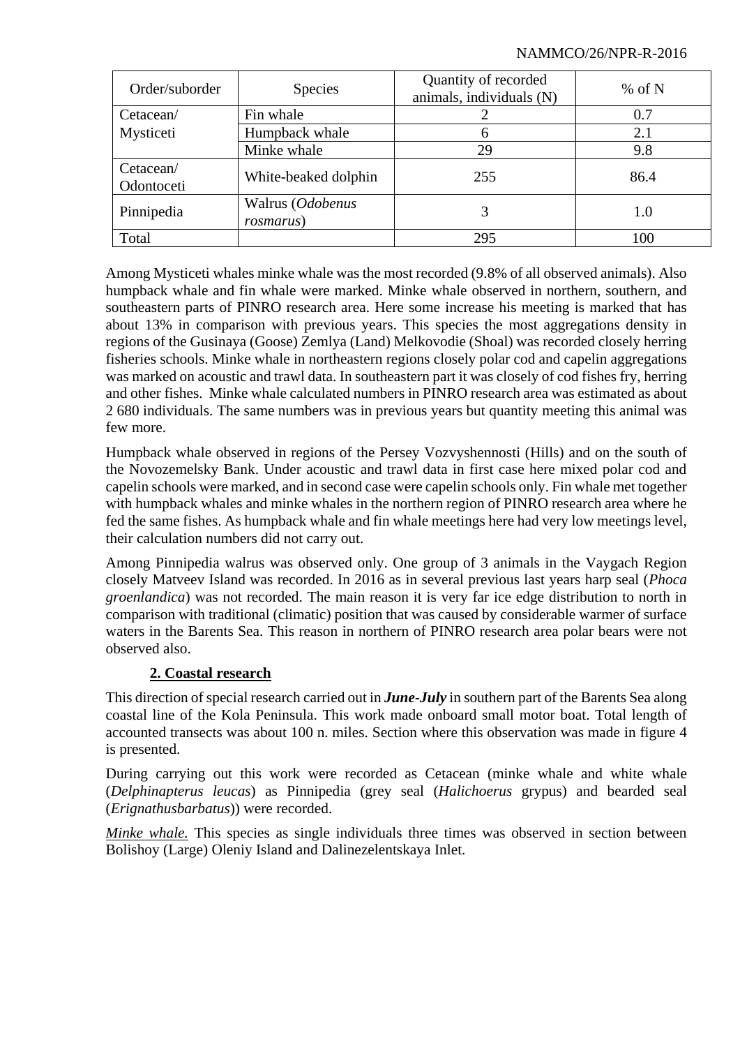| Order/suborder | Species | Quantity of recorded animals, individuals (N) | % of N |
|---|---|---|---|
| Cetacean/ Mysticeti | Fin whale | 2 | 0.7 |
| | Humpback whale | 6 | 2.1 |
| | Minke whale | 29 | 9.8 |
| Cetacean/ Odontoceti | White-beaked dolphin | 255 | 86.4 |
| Pinnipedia | Walrus (*Odobenus rosmarus*) | 3 | 1.0 |
| Total | | 295 | 100 |

Among Mysticeti whales minke whale was the most recorded (9.8% of all observed animals). Also humpback whale and fin whale were marked. Minke whale observed in northern, southern, and southeastern parts of PINRO research area. Here some increase his meeting is marked that has about 13% in comparison with previous years. This species the most aggregations density in regions of the Gusinaya (Goose) Zemlya (Land) Melkovodie (Shoal) was recorded closely herring fisheries schools. Minke whale in northeastern regions closely polar cod and capelin aggregations was marked on acoustic and trawl data. In southeastern part it was closely of cod fishes fry, herring and other fishes. Minke whale calculated numbers in PINRO research area was estimated as about 2 680 individuals. The same numbers was in previous years but quantity meeting this animal was few more.

Humpback whale observed in regions of the Persey Vozvyshennosti (Hills) and on the south of the Novozemelsky Bank. Under acoustic and trawl data in first case here mixed polar cod and capelin schools were marked, and in second case were capelin schools only. Fin whale met together with humpback whales and minke whales in the northern region of PINRO research area where he fed the same fishes. As humpback whale and fin whale meetings here had very low meetings level, their calculation numbers did not carry out.

Among Pinnipedia walrus was observed only. One group of 3 animals in the Vaygach Region closely Matveev Island was recorded. In 2016 as in several previous last years harp seal (*Phoca groenlandica*) was not recorded. The main reason it is very far ice edge distribution to north in comparison with traditional (climatic) position that was caused by considerable warmer of surface waters in the Barents Sea. This reason in northern of PINRO research area polar bears were not observed also.

## 2. Coastal research

This direction of special research carried out in ***June-July*** in southern part of the Barents Sea along coastal line of the Kola Peninsula. This work made onboard small motor boat. Total length of accounted transects was about 100 n. miles. Section where this observation was made in figure 4 is presented.

During carrying out this work were recorded as Cetacean (minke whale and white whale (*Delphinapterus leucas*) as Pinnipedia (grey seal (*Halichoerus* grypus) and bearded seal (*Erignathusbarbatus*)) were recorded.

*Minke whale.* This species as single individuals three times was observed in section between Bolishoy (Large) Oleniy Island and Dalinezelentskaya Inlet.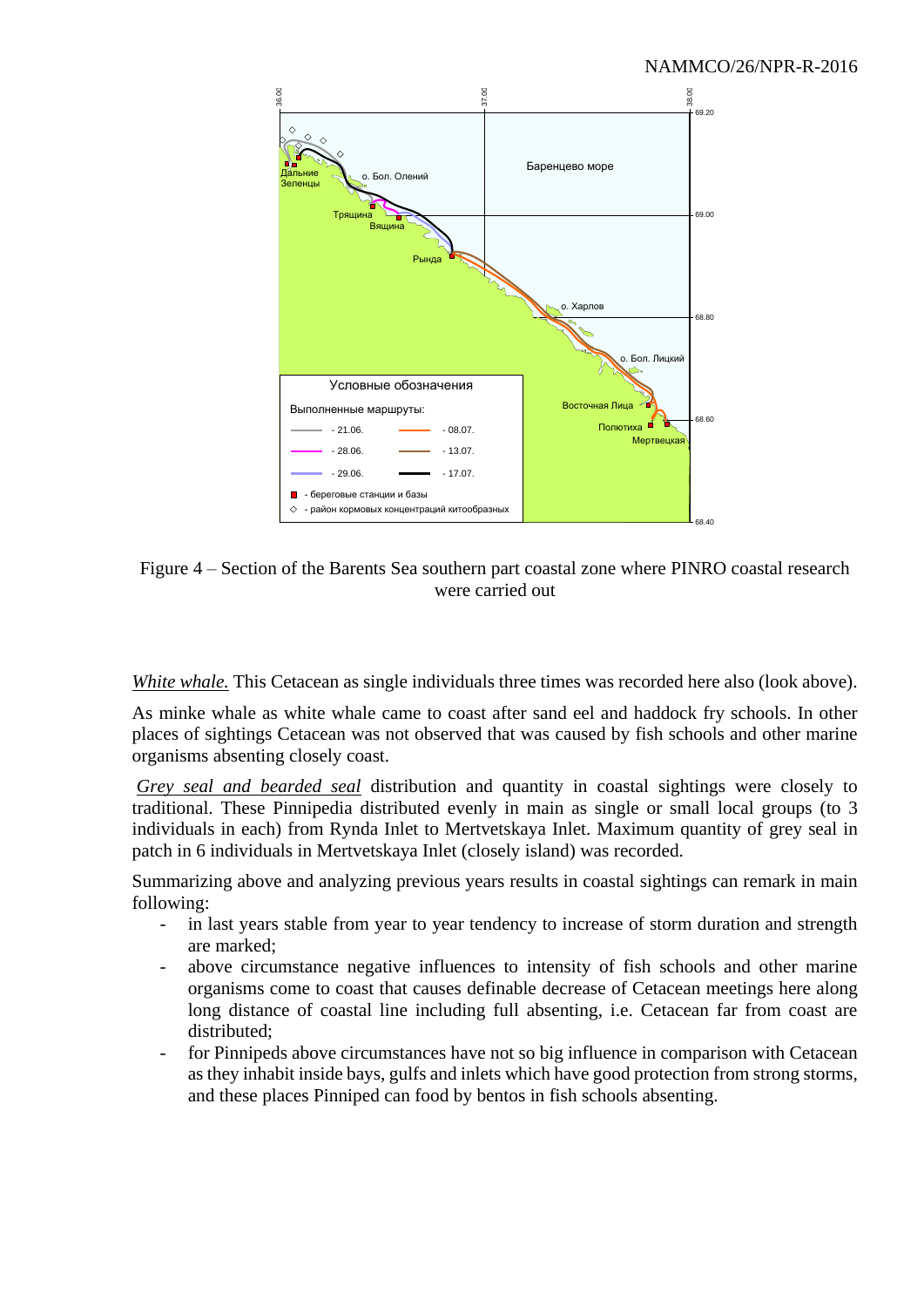Figure 4 – Section of the Barents Sea southern part coastal zone where PINRO coastal research were carried out

*White whale.* This Cetacean as single individuals three times was recorded here also (look above).

As minke whale as white whale came to coast after sand eel and haddock fry schools. In other places of sightings Cetacean was not observed that was caused by fish schools and other marine organisms absenting closely coast.

*Grey seal and bearded seal* distribution and quantity in coastal sightings were closely to traditional. These Pinnipedia distributed evenly in main as single or small local groups (to 3 individuals in each) from Rynda Inlet to Mertvetskaya Inlet. Maximum quantity of grey seal in patch in 6 individuals in Mertvetskaya Inlet (closely island) was recorded.

Summarizing above and analyzing previous years results in coastal sightings can remark in main following:

- in last years stable from year to year tendency to increase of storm duration and strength are marked;
- above circumstance negative influences to intensity of fish schools and other marine organisms come to coast that causes definable decrease of Cetacean meetings here along long distance of coastal line including full absenting, i.e. Cetacean far from coast are distributed;
- for Pinnipeds above circumstances have not so big influence in comparison with Cetacean as they inhabit inside bays, gulfs and inlets which have good protection from strong storms, and these places Pinniped can food by bentos in fish schools absenting.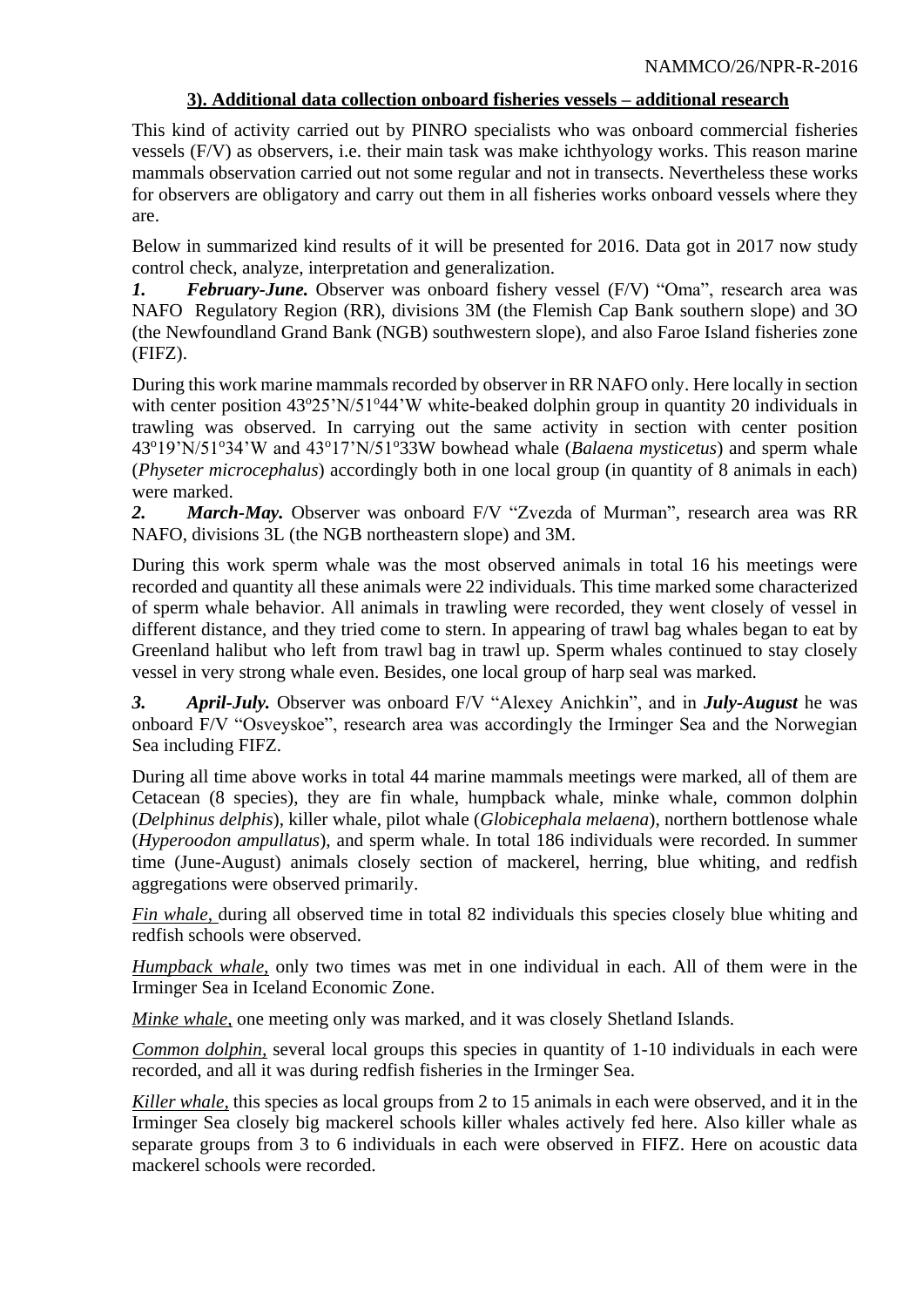### 3). Additional data collection onboard fisheries vessels – additional research

This kind of activity carried out by PINRO specialists who was onboard commercial fisheries vessels (F/V) as observers, i.e. their main task was make ichthyology works. This reason marine mammals observation carried out not some regular and not in transects. Nevertheless these works for observers are obligatory and carry out them in all fisheries works onboard vessels where they are.

Below in summarized kind results of it will be presented for 2016. Data got in 2017 now study control check, analyze, interpretation and generalization.

***1. February-June.*** Observer was onboard fishery vessel (F/V) "Oma", research area was NAFO Regulatory Region (RR), divisions 3M (the Flemish Cap Bank southern slope) and 3O (the Newfoundland Grand Bank (NGB) southwestern slope), and also Faroe Island fisheries zone (FIFZ).

During this work marine mammals recorded by observer in RR NAFO only. Here locally in section with center position 43º25'N/51º44'W white-beaked dolphin group in quantity 20 individuals in trawling was observed. In carrying out the same activity in section with center position 43º19'N/51º34'W and 43º17'N/51º33W bowhead whale (*Balaena mysticetus*) and sperm whale (*Physeter microcephalus*) accordingly both in one local group (in quantity of 8 animals in each) were marked.

***2. March-May.*** Observer was onboard F/V "Zvezda of Murman", research area was RR NAFO, divisions 3L (the NGB northeastern slope) and 3M.

During this work sperm whale was the most observed animals in total 16 his meetings were recorded and quantity all these animals were 22 individuals. This time marked some characterized of sperm whale behavior. All animals in trawling were recorded, they went closely of vessel in different distance, and they tried come to stern. In appearing of trawl bag whales began to eat by Greenland halibut who left from trawl bag in trawl up. Sperm whales continued to stay closely vessel in very strong whale even. Besides, one local group of harp seal was marked.

***3. April-July.*** Observer was onboard F/V "Alexey Anichkin", and in ***July-August*** he was onboard F/V "Osveyskoe", research area was accordingly the Irminger Sea and the Norwegian Sea including FIFZ.

During all time above works in total 44 marine mammals meetings were marked, all of them are Cetacean (8 species), they are fin whale, humpback whale, minke whale, common dolphin (*Delphinus delphis*), killer whale, pilot whale (*Globicephala melaena*), northern bottlenose whale (*Hyperoodon ampullatus*), and sperm whale. In total 186 individuals were recorded. In summer time (June-August) animals closely section of mackerel, herring, blue whiting, and redfish aggregations were observed primarily.

*Fin whale,* during all observed time in total 82 individuals this species closely blue whiting and redfish schools were observed.

*Humpback whale,* only two times was met in one individual in each. All of them were in the Irminger Sea in Iceland Economic Zone.

*Minke whale,* one meeting only was marked, and it was closely Shetland Islands.

*Common dolphin,* several local groups this species in quantity of 1-10 individuals in each were recorded, and all it was during redfish fisheries in the Irminger Sea.

*Killer whale,* this species as local groups from 2 to 15 animals in each were observed, and it in the Irminger Sea closely big mackerel schools killer whales actively fed here. Also killer whale as separate groups from 3 to 6 individuals in each were observed in FIFZ. Here on acoustic data mackerel schools were recorded.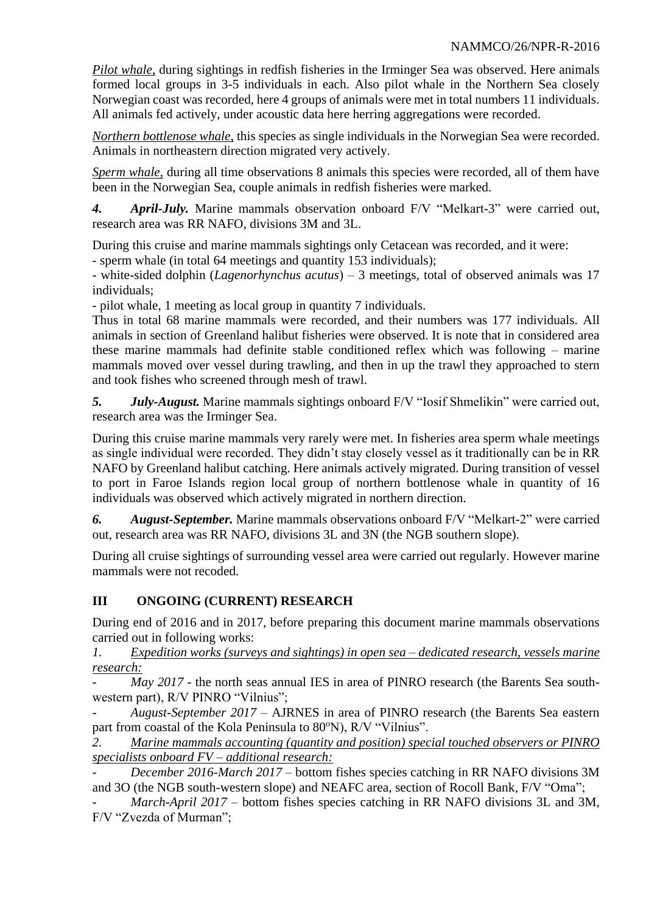*Pilot whale*, during sightings in redfish fisheries in the Irminger Sea was observed. Here animals formed local groups in 3-5 individuals in each. Also pilot whale in the Northern Sea closely Norwegian coast was recorded, here 4 groups of animals were met in total numbers 11 individuals. All animals fed actively, under acoustic data here herring aggregations were recorded.

*Northern bottlenose whale*, this species as single individuals in the Norwegian Sea were recorded. Animals in northeastern direction migrated very actively.

*Sperm whale*, during all time observations 8 animals this species were recorded, all of them have been in the Norwegian Sea, couple animals in redfish fisheries were marked.

***4. April-July.*** Marine mammals observation onboard F/V "Melkart-3" were carried out, research area was RR NAFO, divisions 3M and 3L.

During this cruise and marine mammals sightings only Cetacean was recorded, and it were:
- sperm whale (in total 64 meetings and quantity 153 individuals);
- white-sided dolphin (*Lagenorhynchus acutus*) – 3 meetings, total of observed animals was 17 individuals;
- pilot whale, 1 meeting as local group in quantity 7 individuals.

Thus in total 68 marine mammals were recorded, and their numbers was 177 individuals. All animals in section of Greenland halibut fisheries were observed. It is note that in considered area these marine mammals had definite stable conditioned reflex which was following – marine mammals moved over vessel during trawling, and then in up the trawl they approached to stern and took fishes who screened through mesh of trawl.

***5. July-August.*** Marine mammals sightings onboard F/V "Iosif Shmelikin" were carried out, research area was the Irminger Sea.

During this cruise marine mammals very rarely were met. In fisheries area sperm whale meetings as single individual were recorded. They didn't stay closely vessel as it traditionally can be in RR NAFO by Greenland halibut catching. Here animals actively migrated. During transition of vessel to port in Faroe Islands region local group of northern bottlenose whale in quantity of 16 individuals was observed which actively migrated in northern direction.

***6. August-September.*** Marine mammals observations onboard F/V "Melkart-2" were carried out, research area was RR NAFO, divisions 3L and 3N (the NGB southern slope).

During all cruise sightings of surrounding vessel area were carried out regularly. However marine mammals were not recoded.

## III ONGOING (CURRENT) RESEARCH

During end of 2016 and in 2017, before preparing this document marine mammals observations carried out in following works:

1. *Expedition works (surveys and sightings) in open sea – dedicated research, vessels marine research:*

- *May 2017* - the north seas annual IES in area of PINRO research (the Barents Sea south-western part), R/V PINRO "Vilnius";
- *August-September 2017* – AJRNES in area of PINRO research (the Barents Sea eastern part from coastal of the Kola Peninsula to 80°N), R/V "Vilnius".

2. *Marine mammals accounting (quantity and position) special touched observers or PINRO specialists onboard FV – additional research:*

- *December 2016-March 2017* – bottom fishes species catching in RR NAFO divisions 3M and 3O (the NGB south-western slope) and NEAFC area, section of Rocoll Bank, F/V "Oma";
- *March-April 2017* – bottom fishes species catching in RR NAFO divisions 3L and 3M, F/V "Zvezda of Murman";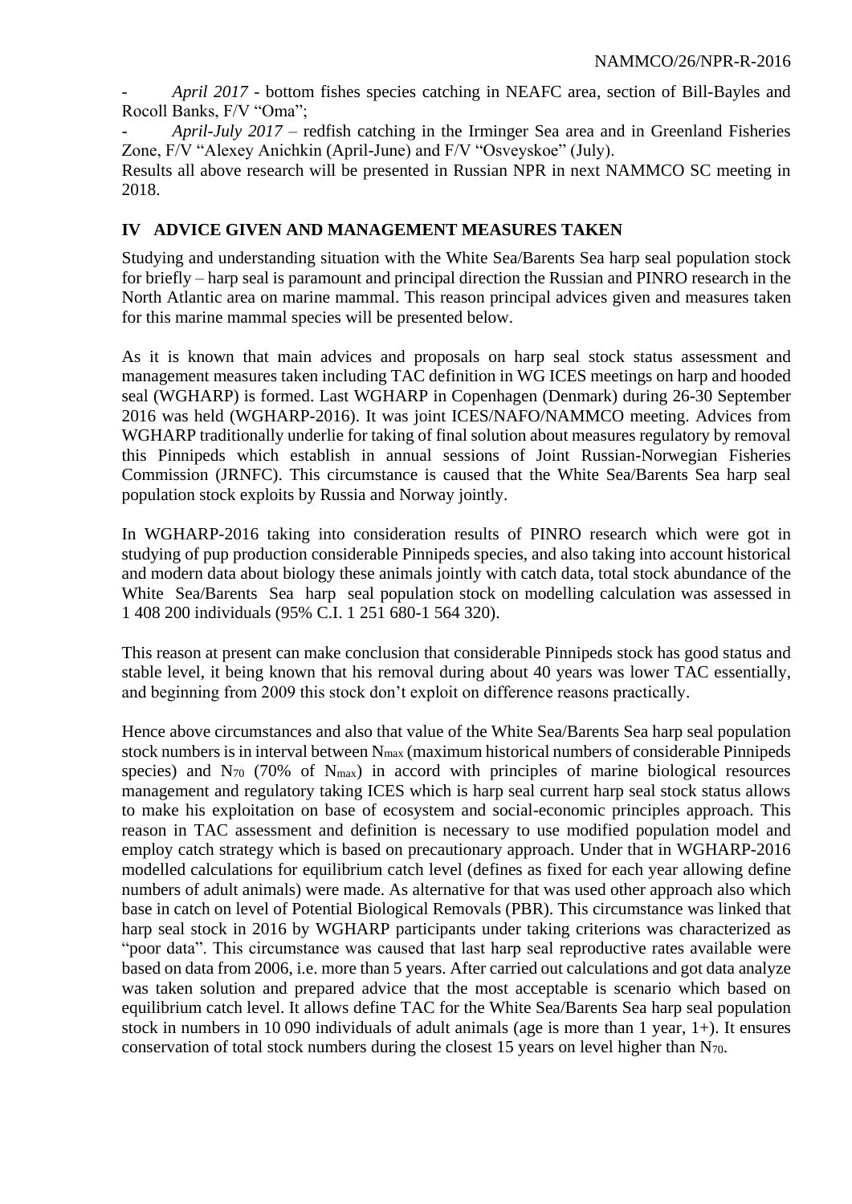- *April 2017* - bottom fishes species catching in NEAFC area, section of Bill-Bayles and Rocoll Banks, F/V "Oma";
- *April-July 2017* – redfish catching in the Irminger Sea area and in Greenland Fisheries Zone, F/V "Alexey Anichkin (April-June) and F/V "Osveyskoe" (July).

Results all above research will be presented in Russian NPR in next NAMMCO SC meeting in 2018.

## IV ADVICE GIVEN AND MANAGEMENT MEASURES TAKEN

Studying and understanding situation with the White Sea/Barents Sea harp seal population stock for briefly – harp seal is paramount and principal direction the Russian and PINRO research in the North Atlantic area on marine mammal. This reason principal advices given and measures taken for this marine mammal species will be presented below.

As it is known that main advices and proposals on harp seal stock status assessment and management measures taken including TAC definition in WG ICES meetings on harp and hooded seal (WGHARP) is formed. Last WGHARP in Copenhagen (Denmark) during 26-30 September 2016 was held (WGHARP-2016). It was joint ICES/NAFO/NAMMCO meeting. Advices from WGHARP traditionally underlie for taking of final solution about measures regulatory by removal this Pinnipeds which establish in annual sessions of Joint Russian-Norwegian Fisheries Commission (JRNFC). This circumstance is caused that the White Sea/Barents Sea harp seal population stock exploits by Russia and Norway jointly.

In WGHARP-2016 taking into consideration results of PINRO research which were got in studying of pup production considerable Pinnipeds species, and also taking into account historical and modern data about biology these animals jointly with catch data, total stock abundance of the White Sea/Barents Sea harp seal population stock on modelling calculation was assessed in 1 408 200 individuals (95% C.I. 1 251 680-1 564 320).

This reason at present can make conclusion that considerable Pinnipeds stock has good status and stable level, it being known that his removal during about 40 years was lower TAC essentially, and beginning from 2009 this stock don't exploit on difference reasons practically.

Hence above circumstances and also that value of the White Sea/Barents Sea harp seal population stock numbers is in interval between $N_{max}$ (maximum historical numbers of considerable Pinnipeds species) and $N_{70}$ (70% of $N_{max}$) in accord with principles of marine biological resources management and regulatory taking ICES which is harp seal current harp seal stock status allows to make his exploitation on base of ecosystem and social-economic principles approach. This reason in TAC assessment and definition is necessary to use modified population model and employ catch strategy which is based on precautionary approach. Under that in WGHARP-2016 modelled calculations for equilibrium catch level (defines as fixed for each year allowing define numbers of adult animals) were made. As alternative for that was used other approach also which base in catch on level of Potential Biological Removals (PBR). This circumstance was linked that harp seal stock in 2016 by WGHARP participants under taking criterions was characterized as "poor data". This circumstance was caused that last harp seal reproductive rates available were based on data from 2006, i.e. more than 5 years. After carried out calculations and got data analyze was taken solution and prepared advice that the most acceptable is scenario which based on equilibrium catch level. It allows define TAC for the White Sea/Barents Sea harp seal population stock in numbers in 10 090 individuals of adult animals (age is more than 1 year, 1+). It ensures conservation of total stock numbers during the closest 15 years on level higher than $N_{70}$.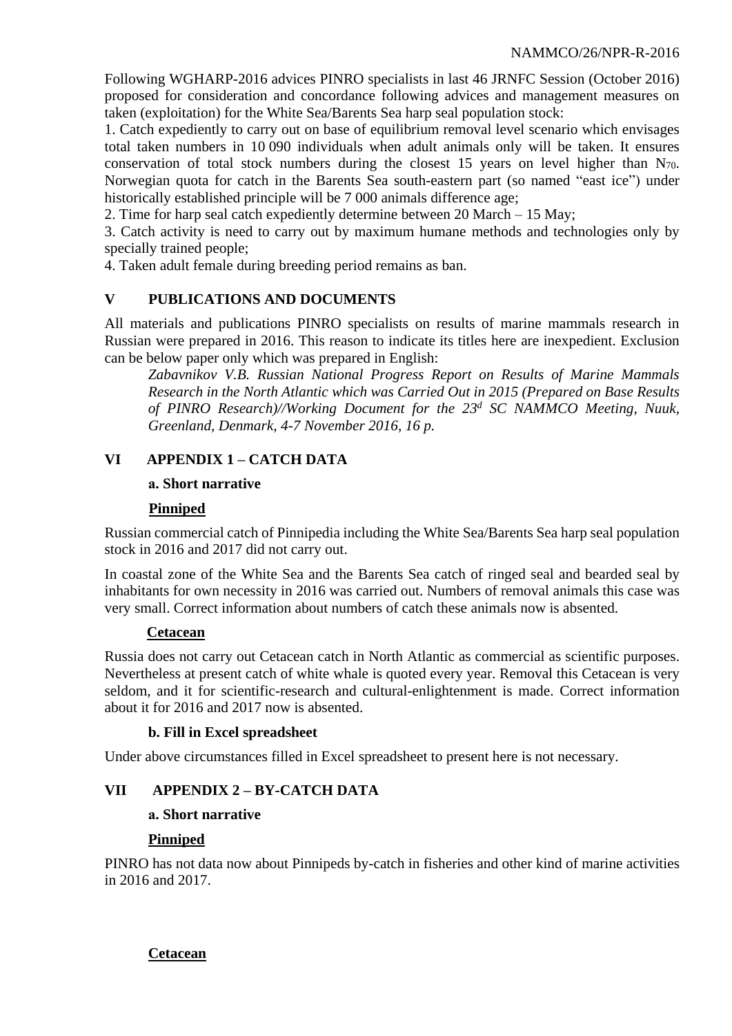Following WGHARP-2016 advices PINRO specialists in last 46 JRNFC Session (October 2016) proposed for consideration and concordance following advices and management measures on taken (exploitation) for the White Sea/Barents Sea harp seal population stock:

1. Catch expediently to carry out on base of equilibrium removal level scenario which envisages total taken numbers in 10 090 individuals when adult animals only will be taken. It ensures conservation of total stock numbers during the closest 15 years on level higher than $N_{70}$. Norwegian quota for catch in the Barents Sea south-eastern part (so named "east ice") under historically established principle will be 7 000 animals difference age;
2. Time for harp seal catch expediently determine between 20 March – 15 May;
3. Catch activity is need to carry out by maximum humane methods and technologies only by specially trained people;
4. Taken adult female during breeding period remains as ban.

## V PUBLICATIONS AND DOCUMENTS

All materials and publications PINRO specialists on results of marine mammals research in Russian were prepared in 2016. This reason to indicate its titles here are inexpedient. Exclusion can be below paper only which was prepared in English:

> *Zabavnikov V.B. Russian National Progress Report on Results of Marine Mammals Research in the North Atlantic which was Carried Out in 2015 (Prepared on Base Results of PINRO Research)//Working Document for the 23[d] SC NAMMCO Meeting, Nuuk, Greenland, Denmark, 4-7 November 2016, 16 p.*

## VI APPENDIX 1 – CATCH DATA

### a. Short narrative

**Pinniped**

Russian commercial catch of Pinnipedia including the White Sea/Barents Sea harp seal population stock in 2016 and 2017 did not carry out.

In coastal zone of the White Sea and the Barents Sea catch of ringed seal and bearded seal by inhabitants for own necessity in 2016 was carried out. Numbers of removal animals this case was very small. Correct information about numbers of catch these animals now is absented.

**Cetacean**

Russia does not carry out Cetacean catch in North Atlantic as commercial as scientific purposes. Nevertheless at present catch of white whale is quoted every year. Removal this Cetacean is very seldom, and it for scientific-research and cultural-enlightenment is made. Correct information about it for 2016 and 2017 now is absented.

### b. Fill in Excel spreadsheet

Under above circumstances filled in Excel spreadsheet to present here is not necessary.

## VII APPENDIX 2 – BY-CATCH DATA

### a. Short narrative

**Pinniped**

PINRO has not data now about Pinnipeds by-catch in fisheries and other kind of marine activities in 2016 and 2017.

**Cetacean**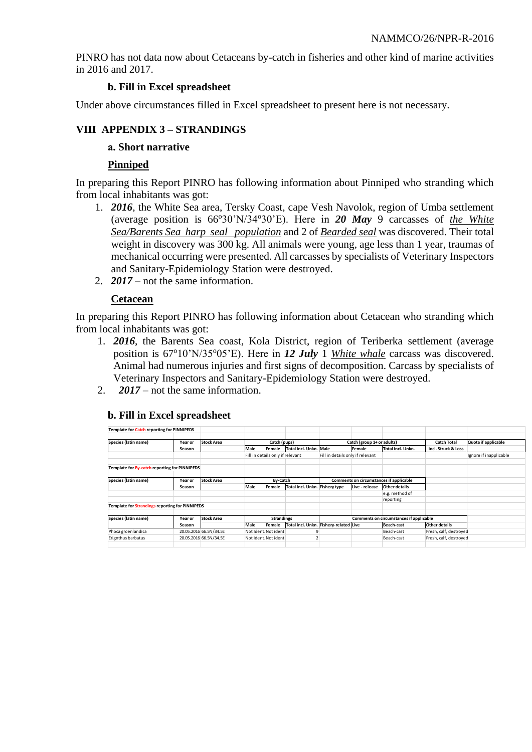PINRO has not data now about Cetaceans by-catch in fisheries and other kind of marine activities in 2016 and 2017.

### b. Fill in Excel spreadsheet

Under above circumstances filled in Excel spreadsheet to present here is not necessary.

## VIII APPENDIX 3 – STRANDINGS

### a. Short narrative

**Pinniped**

In preparing this Report PINRO has following information about Pinniped who stranding which from local inhabitants was got:

1. ***2016***, the White Sea area, Tersky Coast, cape Vesh Navolok, region of Umba settlement (average position is 66°30'N/34°30'E). Here in ***20 May*** 9 carcasses of *the White Sea/Barents Sea harp seal population* and 2 of *Bearded seal* was discovered. Their total weight in discovery was 300 kg. All animals were young, age less than 1 year, traumas of mechanical occurring were presented. All carcasses by specialists of Veterinary Inspectors and Sanitary-Epidemiology Station were destroyed.
2. ***2017*** – not the same information.

**Cetacean**

In preparing this Report PINRO has following information about Cetacean who stranding which from local inhabitants was got:

1. ***2016***, the Barents Sea coast, Kola District, region of Teriberka settlement (average position is 67°10'N/35°05'E). Here in ***12 July*** 1 *White whale* carcass was discovered. Animal had numerous injuries and first signs of decomposition. Carcass by specialists of Veterinary Inspectors and Sanitary-Epidemiology Station were destroyed.
2. ***2017*** – not the same information.

### b. Fill in Excel spreadsheet

**Template for Catch reporting for PINNIPEDS**

| Species (latin name) | Year or Season | Stock Area | Catch (pups) | | | Catch (group 1+ or adults) | | | Catch Total incl. Struck & Loss | Quota if applicable |
|---|---|---|---|---|---|---|---|---|---|---|
| | | | Male | Female | Total incl. Unkn. | Male | Female | Total incl. Unkn. | | |
| | | | Fill in details only if relevant | | | Fill in details only if relevant | | | | Ignore if inapplicable |

**Template for By-catch reporting for PINNIPEDS**

| Species (latin name) | Year or Season | Stock Area | By-Catch | | | Comments on circumstances if applicable | | |
|---|---|---|---|---|---|---|---|---|
| | | | Male | Female | Total incl. Unkn. | Fishery type | Live - release | Other details |
| | | | | | | | | e.g. method of reporting |

**Template for Strandings reporting for PINNIPEDS**

| Species (latin name) | Year or Season | Stock Area | Strandings | | | Comments on circumstances if applicable | | | |
|---|---|---|---|---|---|---|---|---|---|
| | | | Male | Female | Total incl. Unkn. | Fishery-related | Live | Beach-cast | Other details |
| Phoca groenlandica | 20.05.2016 | 66.5N/34.5E | Not Ident. | Not ident | 9 | | | Beach-cast | Fresh, calf, destroyed |
| Erignthus barbatus | 20.05.2016 | 66.5N/34.5E | Not Ident. | Not ident | 2 | | | Beach-cast | Fresh, calf, destroyed |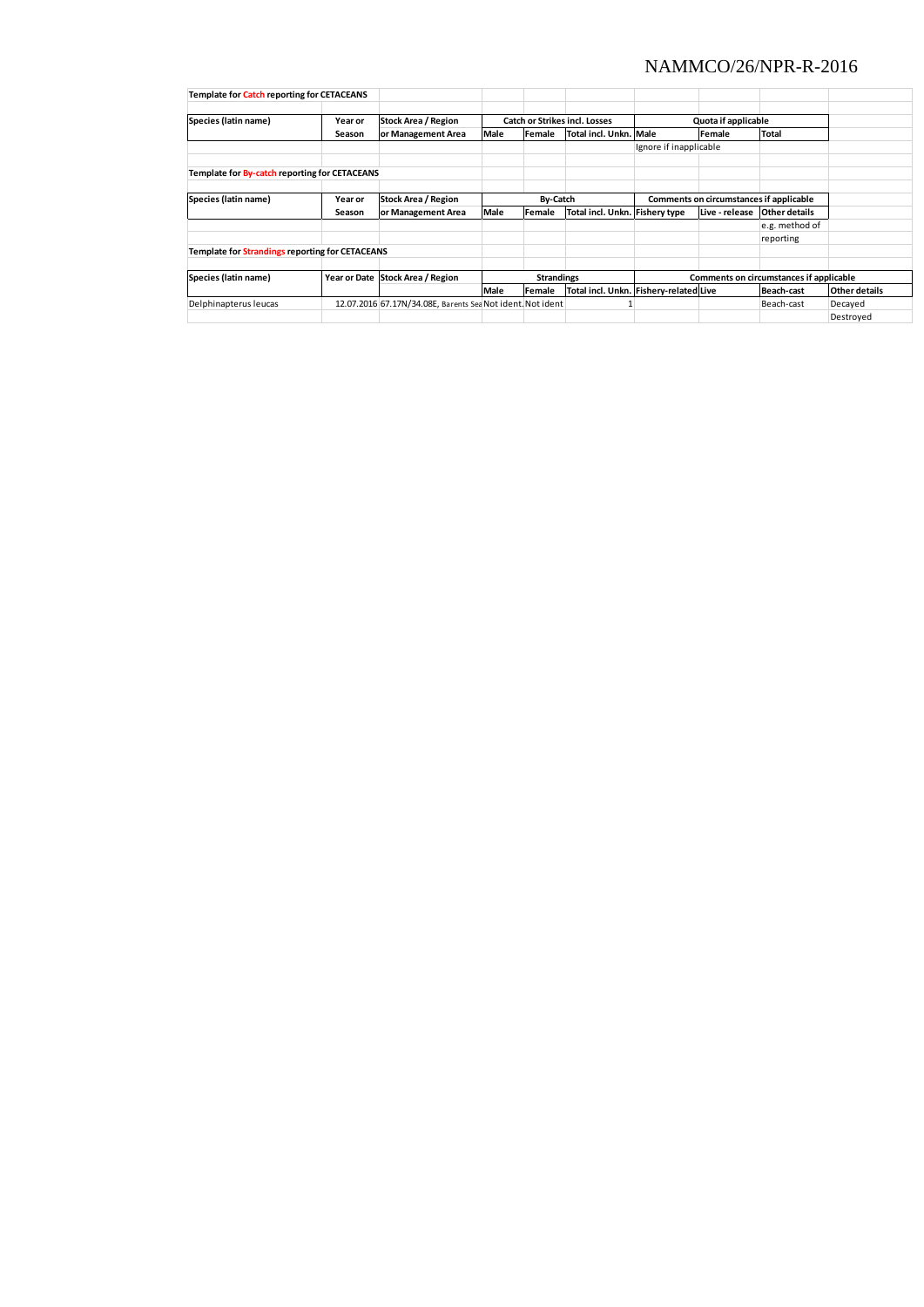**Template for Catch reporting for CETACEANS**

| Species (latin name) | Year or Season | Stock Area / Region or Management Area | Catch or Strikes incl. Losses | | | Quota if applicable | | |
|---|---|---|---|---|---|---|---|---|
| | | | Male | Female | Total incl. Unkn. | Male | Female | Total |
| | | | | | | Ignore if inapplicable | | |

**Template for By-catch reporting for CETACEANS**

| Species (latin name) | Year or Season | Stock Area / Region or Management Area | By-Catch | | | Comments on circumstances if applicable | | |
|---|---|---|---|---|---|---|---|---|
| | | | Male | Female | Total incl. Unkn. | Fishery type | Live - release | Other details |
| | | | | | | | | e.g. method of reporting |

**Template for Strandings reporting for CETACEANS**

| Species (latin name) | Year or Date | Stock Area / Region | Strandings | | | Comments on circumstances if applicable | | | |
|---|---|---|---|---|---|---|---|---|---|
| | | | Male | Female | Total incl. Unkn. | Fishery-related | Live | Beach-cast | Other details |
| Delphinapterus leucas | 12.07.2016 | 67.17N/34.08E, Barents Sea | Not ident. | Not ident | 1 | | | Beach-cast | Decayed Destroyed |